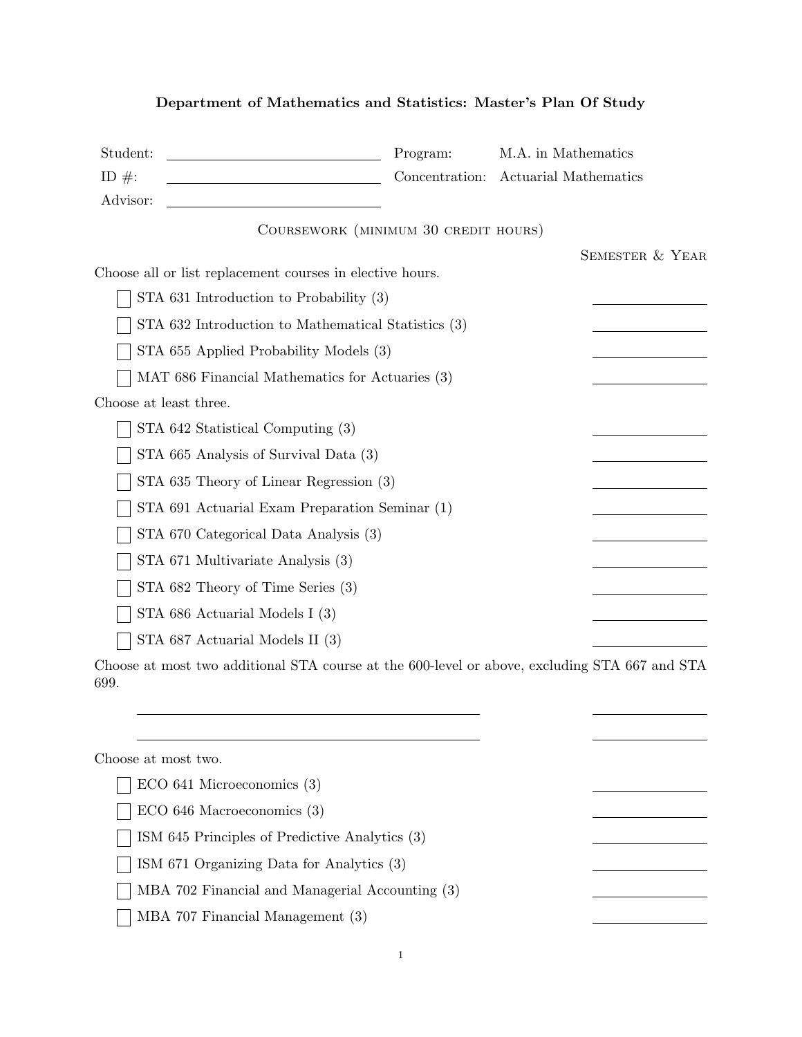## Department of Mathematics and Statistics: Master's Plan Of Study

| | | | |
|---|---|---|---|
| Student: | ____________________ | Program: | M.A. in Mathematics |
| ID #: | ____________________ | Concentration: | Actuarial Mathematics |
| Advisor: | ____________________ | | |

### Coursework (minimum 30 credit hours)

**Semester & Year**

Choose all or list replacement courses in elective hours.

- [ ] STA 631 Introduction to Probability (3) ____________
- [ ] STA 632 Introduction to Mathematical Statistics (3) ____________
- [ ] STA 655 Applied Probability Models (3) ____________
- [ ] MAT 686 Financial Mathematics for Actuaries (3) ____________

Choose at least three.

- [ ] STA 642 Statistical Computing (3) ____________
- [ ] STA 665 Analysis of Survival Data (3) ____________
- [ ] STA 635 Theory of Linear Regression (3) ____________
- [ ] STA 691 Actuarial Exam Preparation Seminar (1) ____________
- [ ] STA 670 Categorical Data Analysis (3) ____________
- [ ] STA 671 Multivariate Analysis (3) ____________
- [ ] STA 682 Theory of Time Series (3) ____________
- [ ] STA 686 Actuarial Models I (3) ____________
- [ ] STA 687 Actuarial Models II (3) ____________

Choose at most two additional STA course at the 600-level or above, excluding STA 667 and STA 699.

____________________________________ ____________

____________________________________ ____________

Choose at most two.

- [ ] ECO 641 Microeconomics (3) ____________
- [ ] ECO 646 Macroeconomics (3) ____________
- [ ] ISM 645 Principles of Predictive Analytics (3) ____________
- [ ] ISM 671 Organizing Data for Analytics (3) ____________
- [ ] MBA 702 Financial and Managerial Accounting (3) ____________
- [ ] MBA 707 Financial Management (3) ____________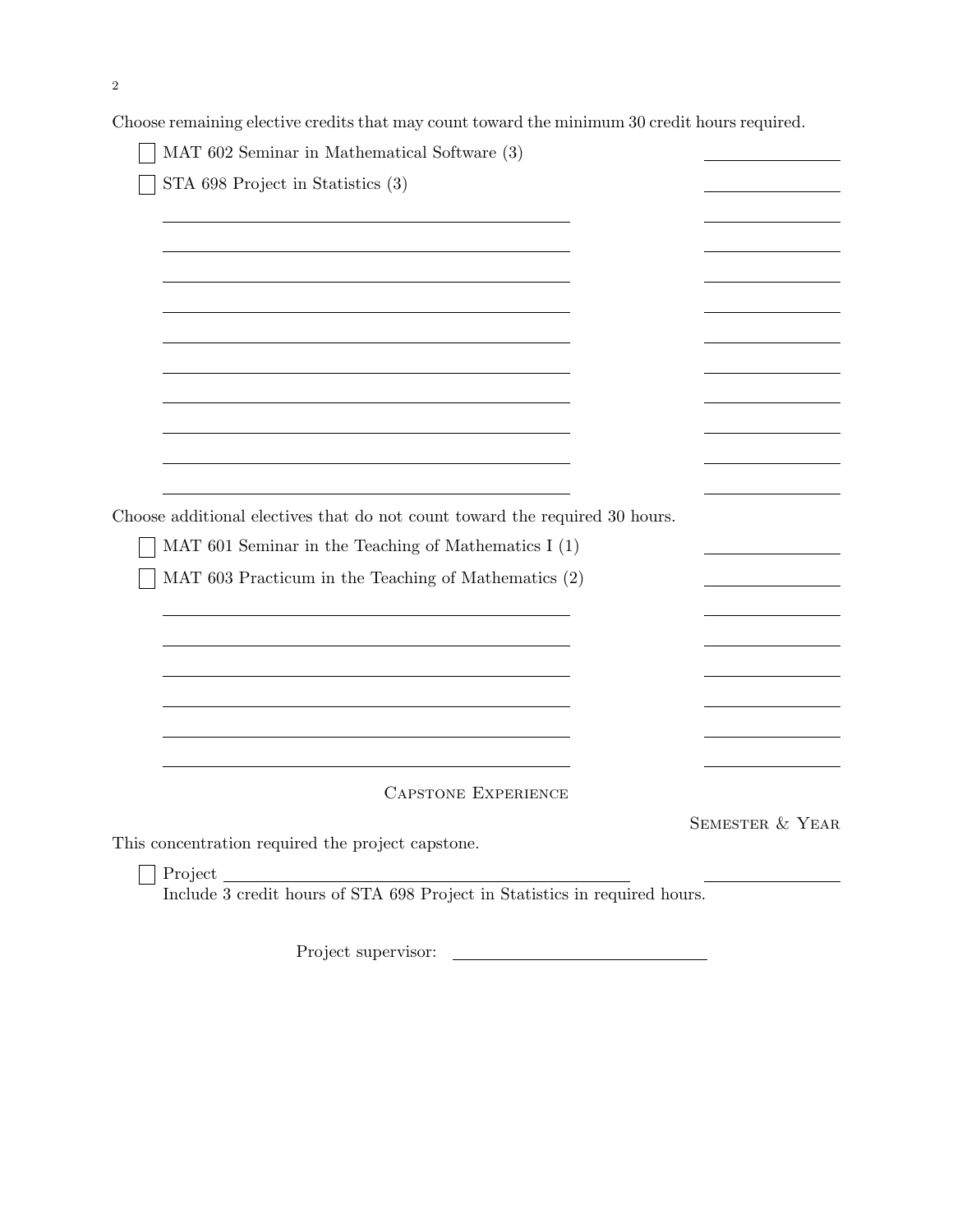Choose remaining elective credits that may count toward the minimum 30 credit hours required.

- [ ] MAT 602 Seminar in Mathematical Software (3) \_\_\_\_\_\_\_\_\_\_
- [ ] STA 698 Project in Statistics (3) \_\_\_\_\_\_\_\_\_\_

\_\_\_\_\_\_\_\_\_\_\_\_\_\_\_\_\_\_\_\_\_\_\_\_\_\_\_\_\_\_ \_\_\_\_\_\_\_\_\_\_

\_\_\_\_\_\_\_\_\_\_\_\_\_\_\_\_\_\_\_\_\_\_\_\_\_\_\_\_\_\_ \_\_\_\_\_\_\_\_\_\_

\_\_\_\_\_\_\_\_\_\_\_\_\_\_\_\_\_\_\_\_\_\_\_\_\_\_\_\_\_\_ \_\_\_\_\_\_\_\_\_\_

\_\_\_\_\_\_\_\_\_\_\_\_\_\_\_\_\_\_\_\_\_\_\_\_\_\_\_\_\_\_ \_\_\_\_\_\_\_\_\_\_

\_\_\_\_\_\_\_\_\_\_\_\_\_\_\_\_\_\_\_\_\_\_\_\_\_\_\_\_\_\_ \_\_\_\_\_\_\_\_\_\_

\_\_\_\_\_\_\_\_\_\_\_\_\_\_\_\_\_\_\_\_\_\_\_\_\_\_\_\_\_\_ \_\_\_\_\_\_\_\_\_\_

\_\_\_\_\_\_\_\_\_\_\_\_\_\_\_\_\_\_\_\_\_\_\_\_\_\_\_\_\_\_ \_\_\_\_\_\_\_\_\_\_

\_\_\_\_\_\_\_\_\_\_\_\_\_\_\_\_\_\_\_\_\_\_\_\_\_\_\_\_\_\_ \_\_\_\_\_\_\_\_\_\_

\_\_\_\_\_\_\_\_\_\_\_\_\_\_\_\_\_\_\_\_\_\_\_\_\_\_\_\_\_\_ \_\_\_\_\_\_\_\_\_\_

\_\_\_\_\_\_\_\_\_\_\_\_\_\_\_\_\_\_\_\_\_\_\_\_\_\_\_\_\_\_ \_\_\_\_\_\_\_\_\_\_

Choose additional electives that do not count toward the required 30 hours.

- [ ] MAT 601 Seminar in the Teaching of Mathematics I (1) \_\_\_\_\_\_\_\_\_\_
- [ ] MAT 603 Practicum in the Teaching of Mathematics (2) \_\_\_\_\_\_\_\_\_\_

\_\_\_\_\_\_\_\_\_\_\_\_\_\_\_\_\_\_\_\_\_\_\_\_\_\_\_\_\_\_ \_\_\_\_\_\_\_\_\_\_

\_\_\_\_\_\_\_\_\_\_\_\_\_\_\_\_\_\_\_\_\_\_\_\_\_\_\_\_\_\_ \_\_\_\_\_\_\_\_\_\_

\_\_\_\_\_\_\_\_\_\_\_\_\_\_\_\_\_\_\_\_\_\_\_\_\_\_\_\_\_\_ \_\_\_\_\_\_\_\_\_\_

\_\_\_\_\_\_\_\_\_\_\_\_\_\_\_\_\_\_\_\_\_\_\_\_\_\_\_\_\_\_ \_\_\_\_\_\_\_\_\_\_

\_\_\_\_\_\_\_\_\_\_\_\_\_\_\_\_\_\_\_\_\_\_\_\_\_\_\_\_\_\_ \_\_\_\_\_\_\_\_\_\_

\_\_\_\_\_\_\_\_\_\_\_\_\_\_\_\_\_\_\_\_\_\_\_\_\_\_\_\_\_\_ \_\_\_\_\_\_\_\_\_\_

## Capstone Experience

Semester & Year

This concentration required the project capstone.

- [ ] Project \_\_\_\_\_\_\_\_\_\_\_\_\_\_\_\_\_\_\_\_\_\_\_\_\_\_\_\_\_\_ \_\_\_\_\_\_\_\_\_\_
  Include 3 credit hours of STA 698 Project in Statistics in required hours.

Project supervisor: \_\_\_\_\_\_\_\_\_\_\_\_\_\_\_\_\_\_\_\_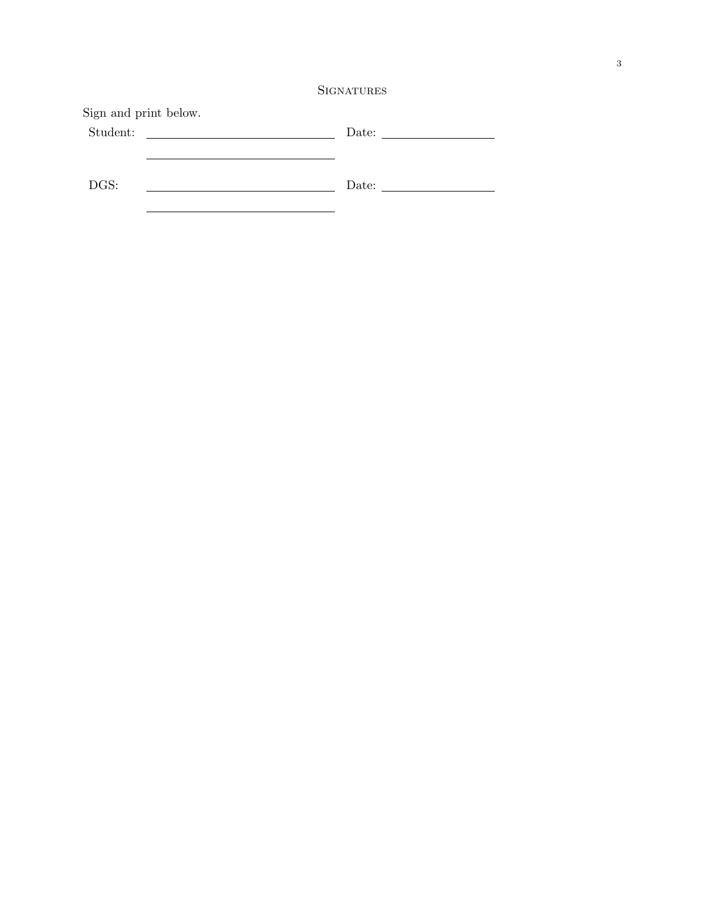## Signatures

Sign and print below.

Student: \_\_\_\_\_\_\_\_\_\_\_\_\_\_\_\_\_\_\_\_\_\_\_\_\_\_\_\_ Date: \_\_\_\_\_\_\_\_\_\_\_\_\_\_\_\_

\_\_\_\_\_\_\_\_\_\_\_\_\_\_\_\_\_\_\_\_\_\_\_\_\_\_\_\_

DGS: \_\_\_\_\_\_\_\_\_\_\_\_\_\_\_\_\_\_\_\_\_\_\_\_\_\_\_\_ Date: \_\_\_\_\_\_\_\_\_\_\_\_\_\_\_\_

\_\_\_\_\_\_\_\_\_\_\_\_\_\_\_\_\_\_\_\_\_\_\_\_\_\_\_\_